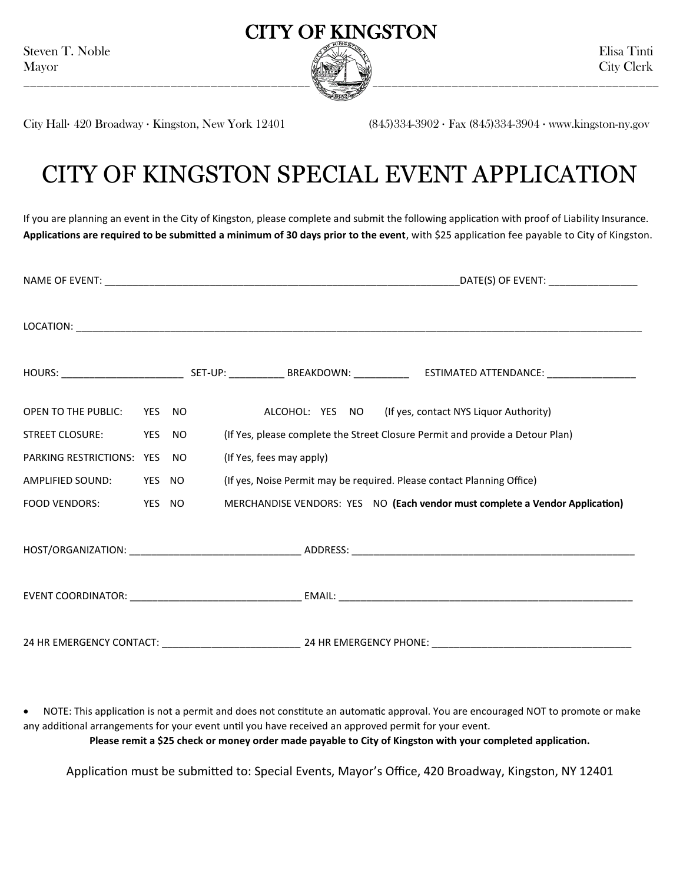# CITY OF KINGSTON

Steven T. Noble
Mayor

Elisa Tinti
City Clerk

City Hall· 420 Broadway · Kingston, New York 12401 (845)334-3902 · Fax (845)334-3904 · www.kingston-ny.gov

# CITY OF KINGSTON SPECIAL EVENT APPLICATION

If you are planning an event in the City of Kingston, please complete and submit the following application with proof of Liability Insurance. **Applications are required to be submitted a minimum of 30 days prior to the event**, with $25 application fee payable to City of Kingston.

NAME OF EVENT: ________________________________________________________________ DATE(S) OF EVENT: ________________

LOCATION: ____________________________________________________________________________________________________________

HOURS: ______________________ SET-UP: __________ BREAKDOWN: __________ ESTIMATED ATTENDANCE: ________________

OPEN TO THE PUBLIC: YES NO ALCOHOL: YES NO (If yes, contact NYS Liquor Authority)

STREET CLOSURE: YES NO (If Yes, please complete the Street Closure Permit and provide a Detour Plan)

PARKING RESTRICTIONS: YES NO (If Yes, fees may apply)

AMPLIFIED SOUND: YES NO (If yes, Noise Permit may be required. Please contact Planning Office)

FOOD VENDORS: YES NO MERCHANDISE VENDORS: YES NO **(Each vendor must complete a Vendor Application)**

HOST/ORGANIZATION: ______________________________ ADDRESS: ______________________________________________________

EVENT COORDINATOR: ______________________________ EMAIL: ________________________________________________________

24 HR EMERGENCY CONTACT: _________________________ 24 HR EMERGENCY PHONE: ____________________________________

- NOTE: This application is not a permit and does not constitute an automatic approval. You are encouraged NOT to promote or make any additional arrangements for your event until you have received an approved permit for your event.

**Please remit a $25 check or money order made payable to City of Kingston with your completed application.**

Application must be submitted to: Special Events, Mayor's Office, 420 Broadway, Kingston, NY 12401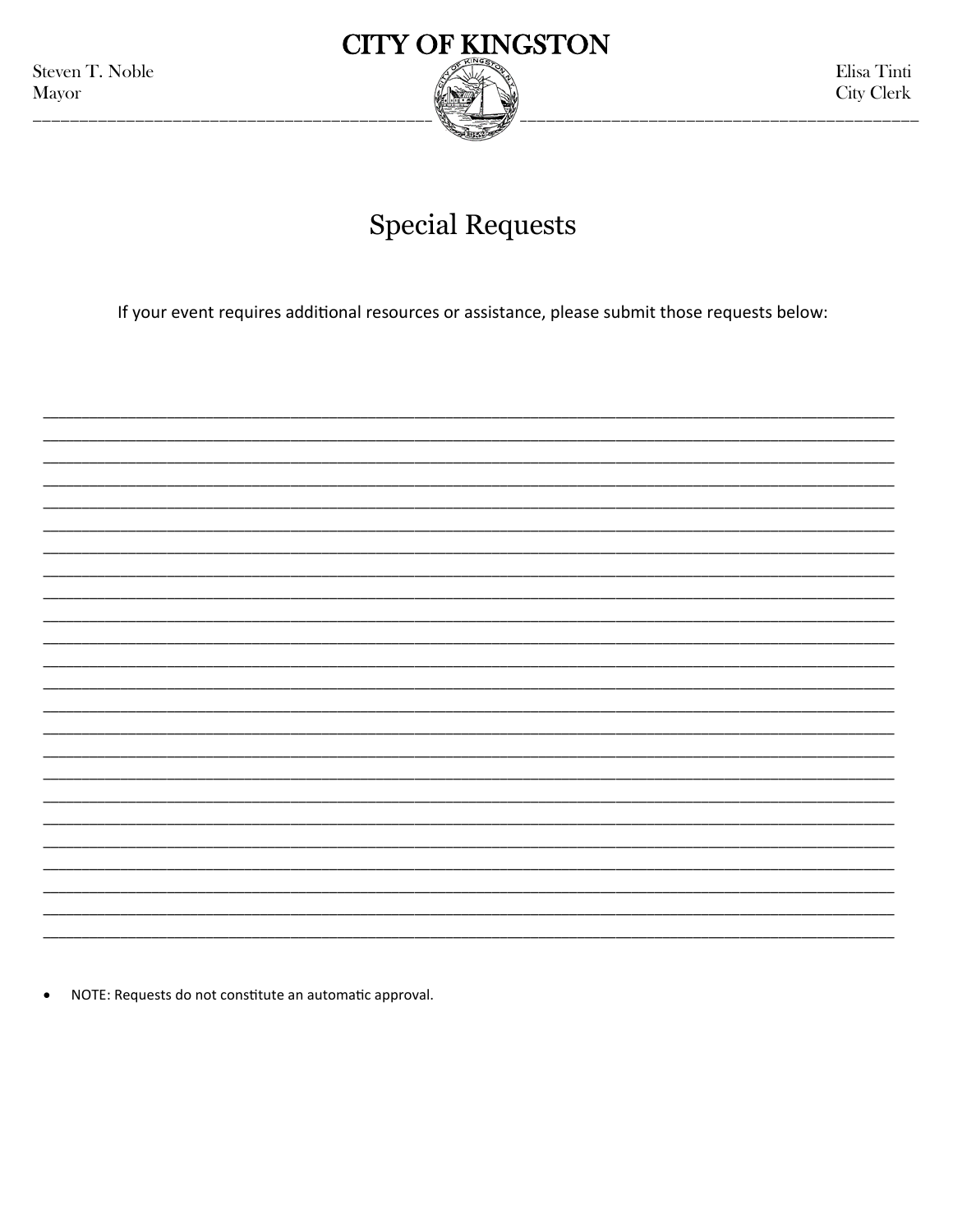# CITY OF KINGSTON

Steven T. Noble
Mayor

Elisa Tinti
City Clerk

## Special Requests

If your event requires additional resources or assistance, please submit those requests below:

_______________________________________________________________________________

_______________________________________________________________________________

_______________________________________________________________________________

_______________________________________________________________________________

_______________________________________________________________________________

_______________________________________________________________________________

_______________________________________________________________________________

_______________________________________________________________________________

_______________________________________________________________________________

_______________________________________________________________________________

_______________________________________________________________________________

_______________________________________________________________________________

_______________________________________________________________________________

_______________________________________________________________________________

_______________________________________________________________________________

_______________________________________________________________________________

_______________________________________________________________________________

_______________________________________________________________________________

_______________________________________________________________________________

_______________________________________________________________________________

_______________________________________________________________________________

_______________________________________________________________________________

_______________________________________________________________________________

- NOTE: Requests do not constitute an automatic approval.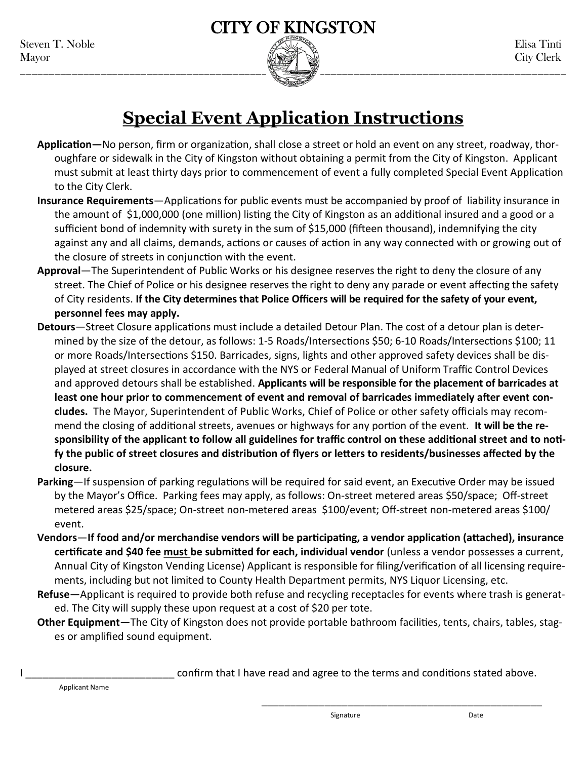# CITY OF KINGSTON

Steven T. Noble
Mayor

Elisa Tinti
City Clerk

## Special Event Application Instructions

**Application—**No person, firm or organization, shall close a street or hold an event on any street, roadway, thoroughfare or sidewalk in the City of Kingston without obtaining a permit from the City of Kingston. Applicant must submit at least thirty days prior to commencement of event a fully completed Special Event Application to the City Clerk.

**Insurance Requirements**—Applications for public events must be accompanied by proof of liability insurance in the amount of $1,000,000 (one million) listing the City of Kingston as an additional insured and a good or a sufficient bond of indemnity with surety in the sum of $15,000 (fifteen thousand), indemnifying the city against any and all claims, demands, actions or causes of action in any way connected with or growing out of the closure of streets in conjunction with the event.

**Approval**—The Superintendent of Public Works or his designee reserves the right to deny the closure of any street. The Chief of Police or his designee reserves the right to deny any parade or event affecting the safety of City residents. **If the City determines that Police Officers will be required for the safety of your event, personnel fees may apply.**

**Detours**—Street Closure applications must include a detailed Detour Plan. The cost of a detour plan is determined by the size of the detour, as follows: 1-5 Roads/Intersections $50; 6-10 Roads/Intersections $100; 11 or more Roads/Intersections $150. Barricades, signs, lights and other approved safety devices shall be displayed at street closures in accordance with the NYS or Federal Manual of Uniform Traffic Control Devices and approved detours shall be established. **Applicants will be responsible for the placement of barricades at least one hour prior to commencement of event and removal of barricades immediately after event concludes.** The Mayor, Superintendent of Public Works, Chief of Police or other safety officials may recommend the closing of additional streets, avenues or highways for any portion of the event. **It will be the responsibility of the applicant to follow all guidelines for traffic control on these additional street and to notify the public of street closures and distribution of flyers or letters to residents/businesses affected by the closure.**

**Parking**—If suspension of parking regulations will be required for said event, an Executive Order may be issued by the Mayor's Office. Parking fees may apply, as follows: On-street metered areas $50/space; Off-street metered areas $25/space; On-street non-metered areas $100/event; Off-street non-metered areas $100/event.

**Vendors**—**If food and/or merchandise vendors will be participating, a vendor application (attached), insurance certificate and $40 fee <u>must</u> be submitted for each, individual vendor** (unless a vendor possesses a current, Annual City of Kingston Vending License) Applicant is responsible for filing/verification of all licensing requirements, including but not limited to County Health Department permits, NYS Liquor Licensing, etc.

**Refuse**—Applicant is required to provide both refuse and recycling receptacles for events where trash is generated. The City will supply these upon request at a cost of $20 per tote.

**Other Equipment**—The City of Kingston does not provide portable bathroom facilities, tents, chairs, tables, stages or amplified sound equipment.

I __________________________ confirm that I have read and agree to the terms and conditions stated above.

Applicant Name

______________________________________________________

Signature                                        Date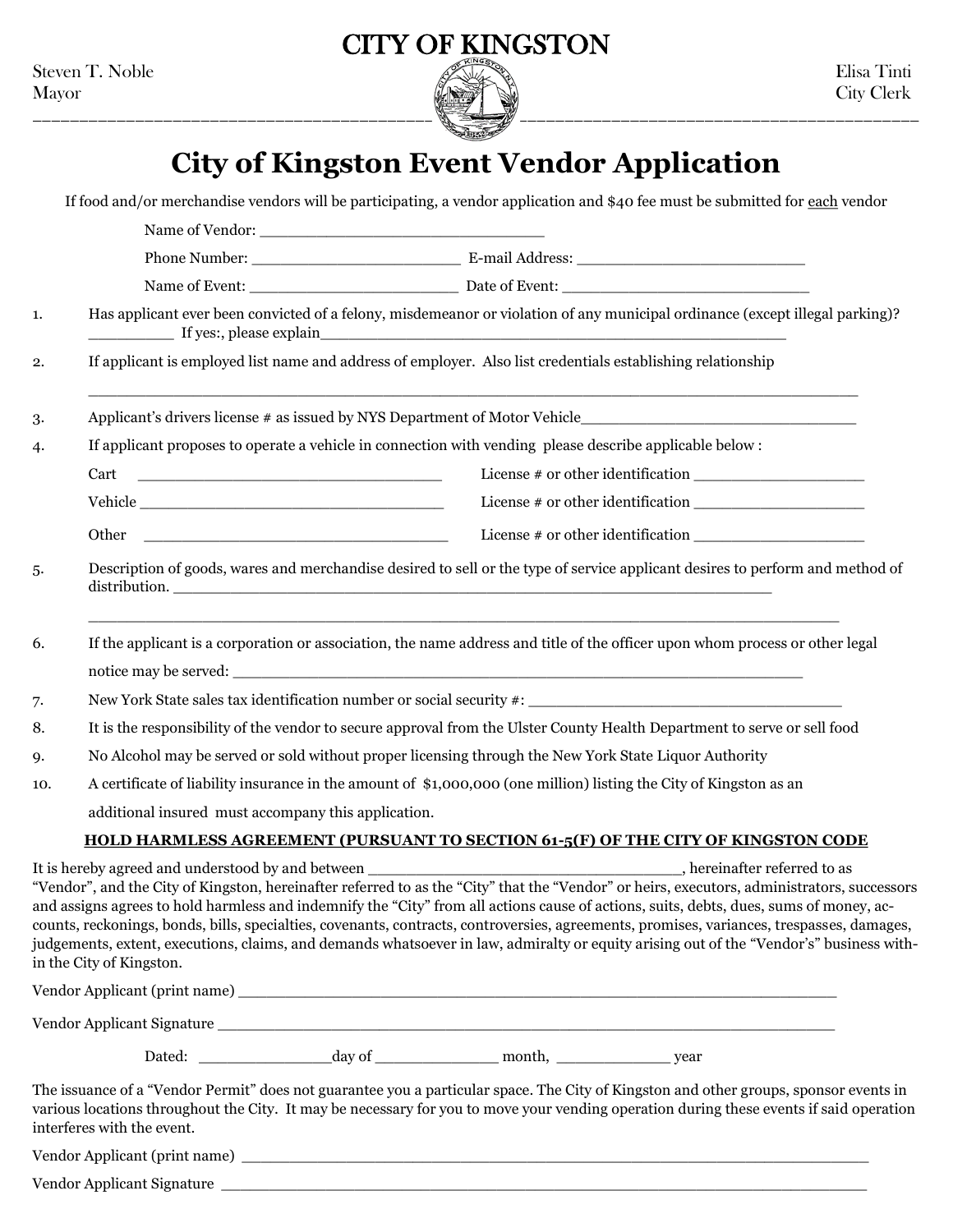# CITY OF KINGSTON

Steven T. Noble
Mayor

Elisa Tinti
City Clerk

## City of Kingston Event Vendor Application

If food and/or merchandise vendors will be participating, a vendor application and $40 fee must be submitted for each vendor

Name of Vendor: ______________________________

Phone Number: ______________________ E-mail Address: ________________________

Name of Event: ______________________ Date of Event: _________________________

1. Has applicant ever been convicted of a felony, misdemeanor or violation of any municipal ordinance (except illegal parking)? _________ If yes:, please explain_________________________________________________

2. If applicant is employed list name and address of employer. Also list credentials establishing relationship

   ____________________________________________________________________________

3. Applicant's drivers license # as issued by NYS Department of Motor Vehicle____________________________

4. If applicant proposes to operate a vehicle in connection with vending please describe applicable below :

   Cart ______________________________ License # or other identification __________________

   Vehicle ____________________________ License # or other identification __________________

   Other ______________________________ License # or other identification __________________

5. Description of goods, wares and merchandise desired to sell or the type of service applicant desires to perform and method of distribution. ____________________________________________________________

   ____________________________________________________________________________

6. If the applicant is a corporation or association, the name address and title of the officer upon whom process or other legal notice may be served: ____________________________________________________________

7. New York State sales tax identification number or social security #: ________________________________

8. It is the responsibility of the vendor to secure approval from the Ulster County Health Department to serve or sell food

9. No Alcohol may be served or sold without proper licensing through the New York State Liquor Authority

10. A certificate of liability insurance in the amount of $1,000,000 (one million) listing the City of Kingston as an additional insured must accompany this application.

**HOLD HARMLESS AGREEMENT (PURSUANT TO SECTION 61-5(F) OF THE CITY OF KINGSTON CODE**

It is hereby agreed and understood by and between _______________________________, hereinafter referred to as "Vendor", and the City of Kingston, hereinafter referred to as the "City" that the "Vendor" or heirs, executors, administrators, successors and assigns agrees to hold harmless and indemnify the "City" from all actions cause of actions, suits, debts, dues, sums of money, accounts, reckonings, bonds, bills, specialties, covenants, contracts, controversies, agreements, promises, variances, trespasses, damages, judgements, extent, executions, claims, and demands whatsoever in law, admiralty or equity arising out of the "Vendor's" business within the City of Kingston.

Vendor Applicant (print name) ____________________________________________________________

Vendor Applicant Signature ______________________________________________________________

Dated: ______________day of ____________ month, ____________ year

The issuance of a "Vendor Permit" does not guarantee you a particular space. The City of Kingston and other groups, sponsor events in various locations throughout the City. It may be necessary for you to move your vending operation during these events if said operation interferes with the event.

Vendor Applicant (print name) ____________________________________________________________

Vendor Applicant Signature ______________________________________________________________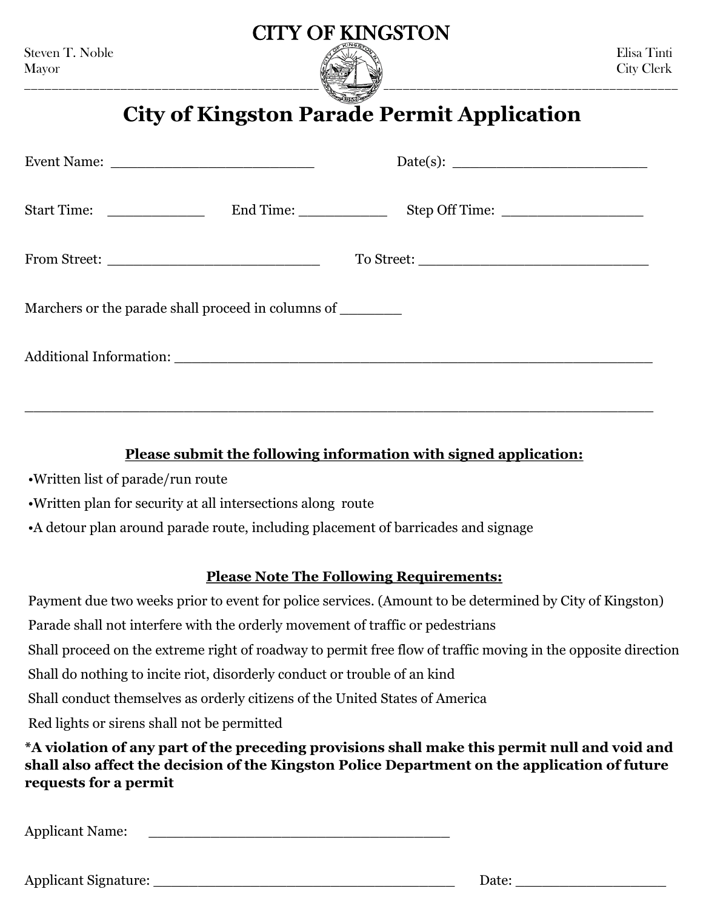# CITY OF KINGSTON

Steven T. Noble
Mayor

Elisa Tinti
City Clerk

## City of Kingston Parade Permit Application

Event Name: ________________________ Date(s): ________________________

Start Time: ____________ End Time: ___________ Step Off Time: __________________

From Street: __________________________ To Street: ____________________________

Marchers or the parade shall proceed in columns of _______

Additional Information: ______________________________________________________

______________________________________________________________________________

**Please submit the following information with signed application:**

- Written list of parade/run route
- Written plan for security at all intersections along route
- A detour plan around parade route, including placement of barricades and signage

**Please Note The Following Requirements:**

Payment due two weeks prior to event for police services. (Amount to be determined by City of Kingston)

Parade shall not interfere with the orderly movement of traffic or pedestrians

Shall proceed on the extreme right of roadway to permit free flow of traffic moving in the opposite direction

Shall do nothing to incite riot, disorderly conduct or trouble of an kind

Shall conduct themselves as orderly citizens of the United States of America

Red lights or sirens shall not be permitted

**\*A violation of any part of the preceding provisions shall make this permit null and void and shall also affect the decision of the Kingston Police Department on the application of future requests for a permit**

Applicant Name: ____________________________________

Applicant Signature: ______________________________________ Date: ___________________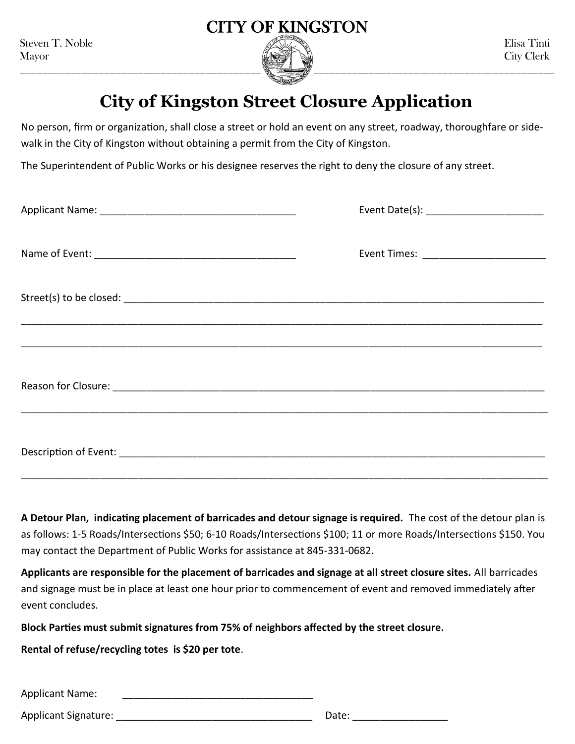# CITY OF KINGSTON

Steven T. Noble
Mayor

Elisa Tinti
City Clerk

## City of Kingston Street Closure Application

No person, firm or organization, shall close a street or hold an event on any street, roadway, thoroughfare or sidewalk in the City of Kingston without obtaining a permit from the City of Kingston.

The Superintendent of Public Works or his designee reserves the right to deny the closure of any street.

Applicant Name: ___________________________________ Event Date(s): _____________________

Name of Event: ____________________________________ Event Times: ______________________

Street(s) to be closed: ___________________________________________________________________________

___________________________________________________________________________________________

___________________________________________________________________________________________

Reason for Closure: ______________________________________________________________________________

___________________________________________________________________________________________

Description of Event: _____________________________________________________________________________

___________________________________________________________________________________________

**A Detour Plan, indicating placement of barricades and detour signage is required.** The cost of the detour plan is as follows: 1-5 Roads/Intersections $50; 6-10 Roads/Intersections $100; 11 or more Roads/Intersections $150. You may contact the Department of Public Works for assistance at 845-331-0682.

**Applicants are responsible for the placement of barricades and signage at all street closure sites.** All barricades and signage must be in place at least one hour prior to commencement of event and removed immediately after event concludes.

**Block Parties must submit signatures from 75% of neighbors affected by the street closure.**

**Rental of refuse/recycling totes is $20 per tote**.

Applicant Name: ___________________________________

Applicant Signature: ___________________________________ Date: _________________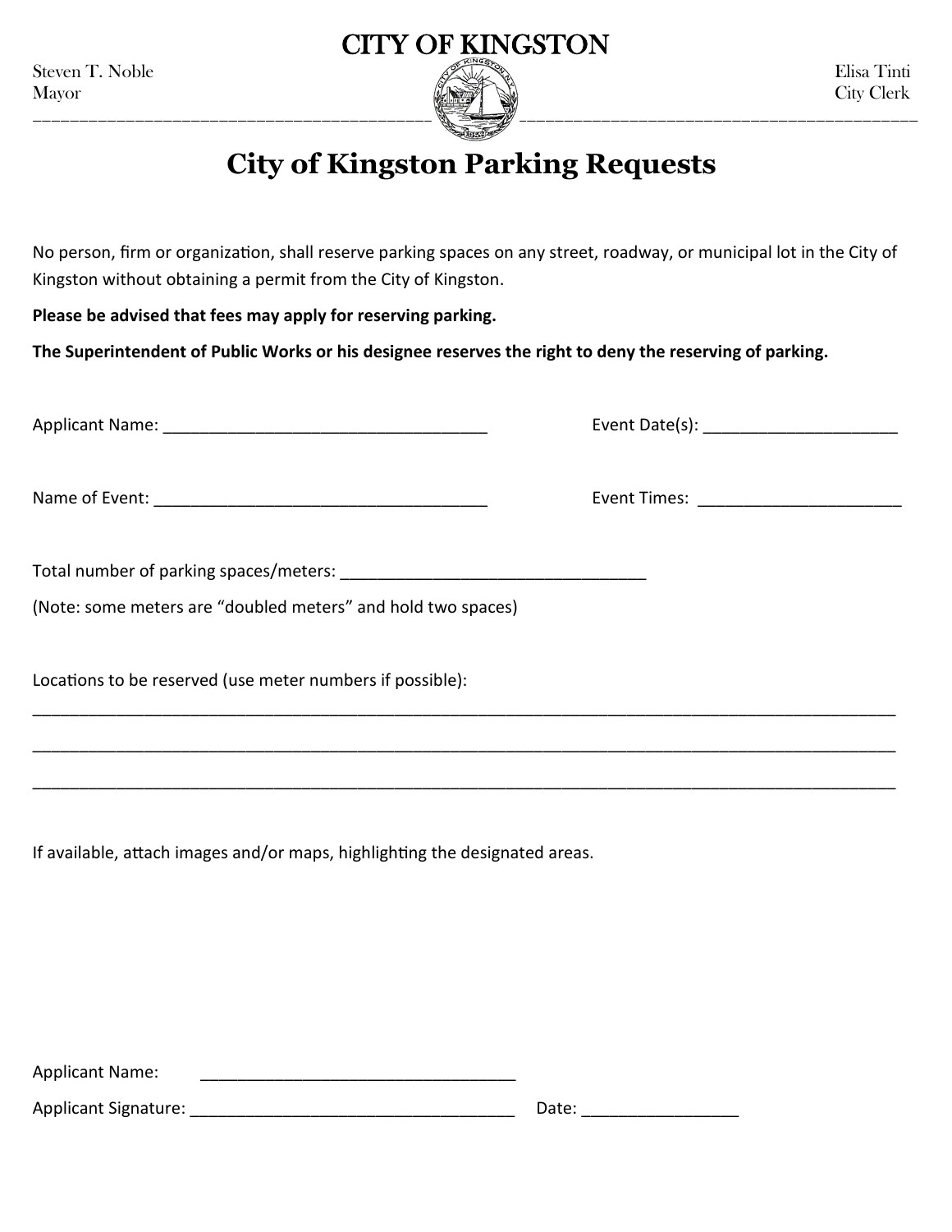# CITY OF KINGSTON

Steven T. Noble
Mayor

Elisa Tinti
City Clerk

## City of Kingston Parking Requests

No person, firm or organization, shall reserve parking spaces on any street, roadway, or municipal lot in the City of Kingston without obtaining a permit from the City of Kingston.

**Please be advised that fees may apply for reserving parking.**

**The Superintendent of Public Works or his designee reserves the right to deny the reserving of parking.**

Applicant Name: ___________________________________ Event Date(s): _____________________

Name of Event: ____________________________________ Event Times: ______________________

Total number of parking spaces/meters: _________________________________

(Note: some meters are "doubled meters" and hold two spaces)

Locations to be reserved (use meter numbers if possible):

_____________________________________________________________________________________________

_____________________________________________________________________________________________

_____________________________________________________________________________________________

If available, attach images and/or maps, highlighting the designated areas.

Applicant Name: __________________________________

Applicant Signature: ___________________________________ Date: ________________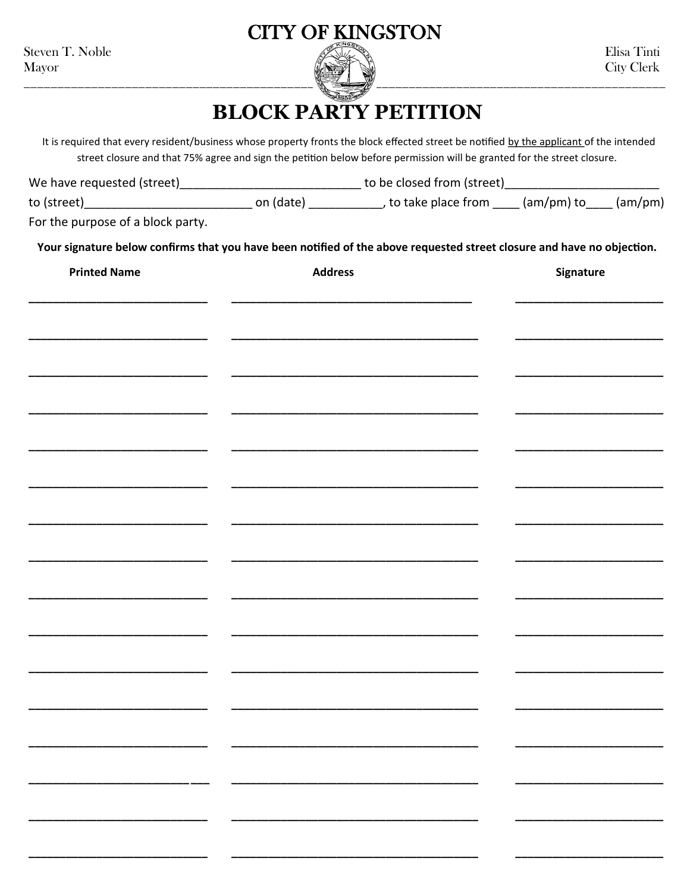# CITY OF KINGSTON

Steven T. Noble
Mayor

Elisa Tinti
City Clerk

## BLOCK PARTY PETITION

It is required that every resident/business whose property fronts the block effected street be notified by the applicant of the intended street closure and that 75% agree and sign the petition below before permission will be granted for the street closure.

We have requested (street)___________________________ to be closed from (street)_______________________ to (street)_________________________ on (date) ___________, to take place from ____ (am/pm) to____ (am/pm) For the purpose of a block party.

**Your signature below confirms that you have been notified of the above requested street closure and have no objection.**

| Printed Name | Address | Signature |
| --- | --- | --- |
| | | |
| | | |
| | | |
| | | |
| | | |
| | | |
| | | |
| | | |
| | | |
| | | |
| | | |
| | | |
| | | |
| | | |
| | | |
| | | |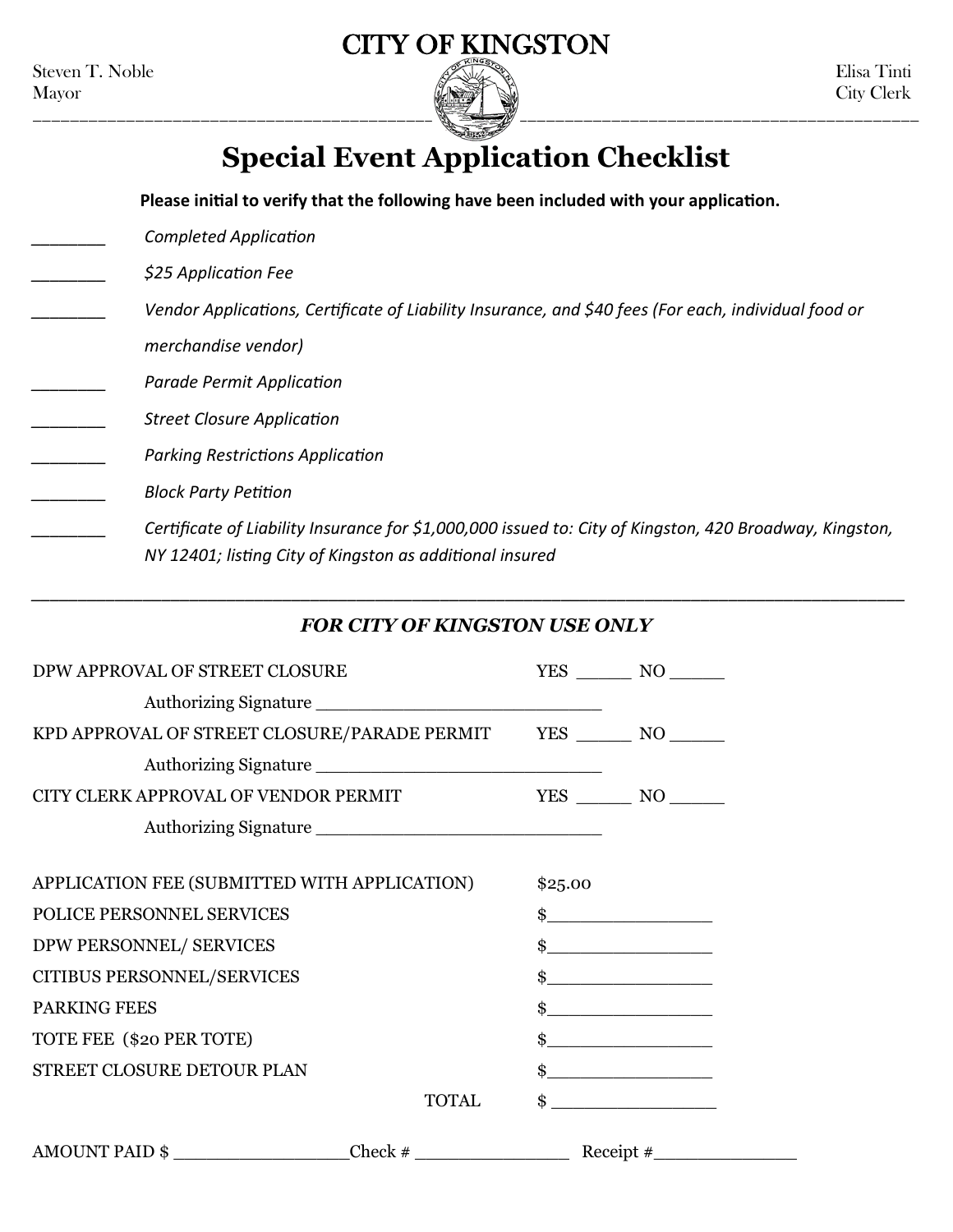# CITY OF KINGSTON

Steven T. Noble
Mayor

Elisa Tinti
City Clerk

## Special Event Application Checklist

**Please initial to verify that the following have been included with your application.**

_______ *Completed Application*

_______ *$25 Application Fee*

_______ *Vendor Applications, Certificate of Liability Insurance, and $40 fees (For each, individual food or merchandise vendor)*

_______ *Parade Permit Application*

_______ *Street Closure Application*

_______ *Parking Restrictions Application*

_______ *Block Party Petition*

_______ *Certificate of Liability Insurance for $1,000,000 issued to: City of Kingston, 420 Broadway, Kingston, NY 12401; listing City of Kingston as additional insured*

---

### *FOR CITY OF KINGSTON USE ONLY*

DPW APPROVAL OF STREET CLOSURE YES _____ NO _____

Authorizing Signature ___________________________

KPD APPROVAL OF STREET CLOSURE/PARADE PERMIT YES _____ NO _____

Authorizing Signature ___________________________

CITY CLERK APPROVAL OF VENDOR PERMIT YES _____ NO _____

Authorizing Signature ___________________________

| | |
|---|---|
| APPLICATION FEE (SUBMITTED WITH APPLICATION) | $25.00 |
| POLICE PERSONNEL SERVICES | $________________ |
| DPW PERSONNEL/ SERVICES | $________________ |
| CITIBUS PERSONNEL/SERVICES | $________________ |
| PARKING FEES | $________________ |
| TOTE FEE ($20 PER TOTE) | $________________ |
| STREET CLOSURE DETOUR PLAN | $________________ |
| TOTAL | $ ________________ |

AMOUNT PAID $ _________________ Check # _______________ Receipt #______________